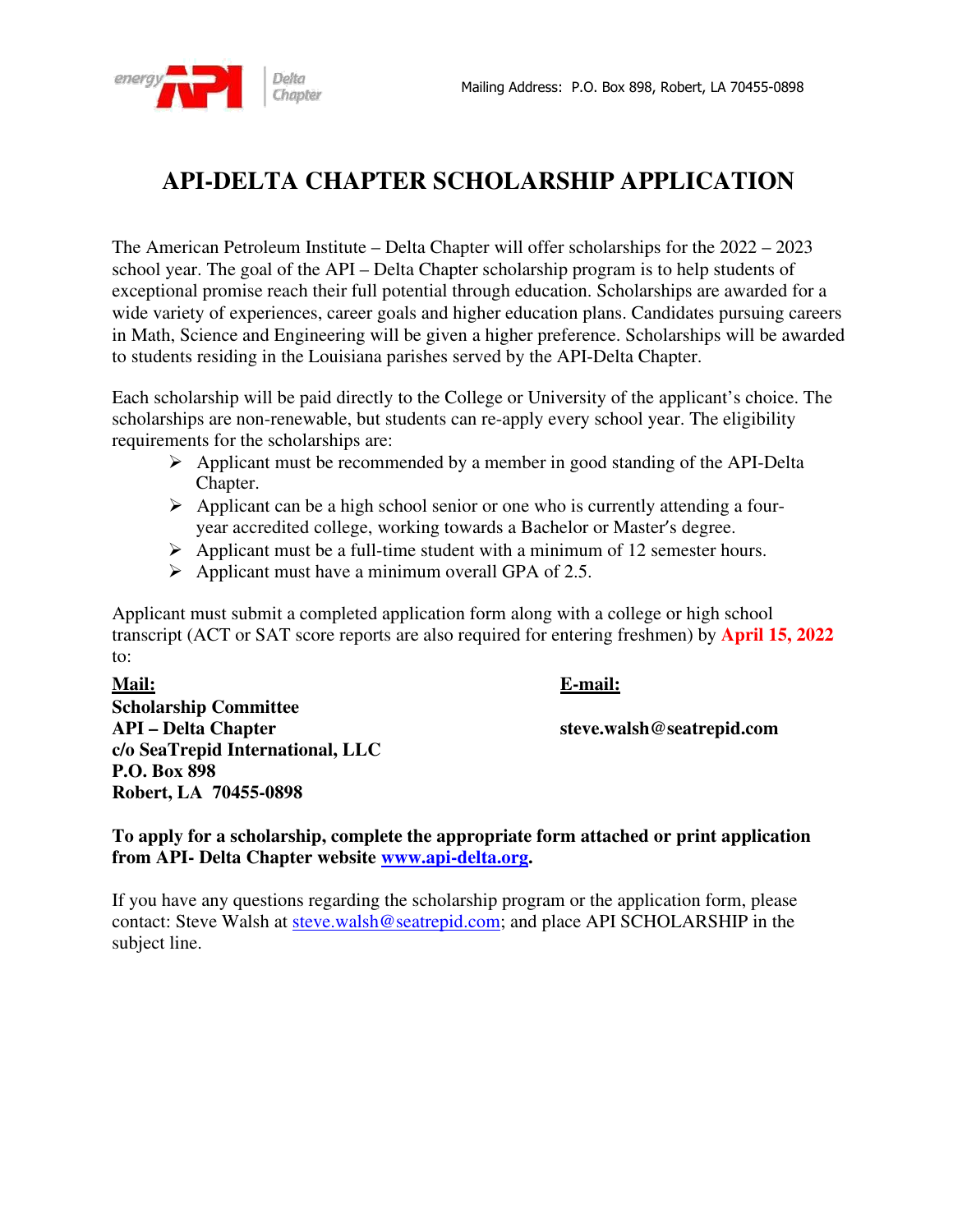Mailing Address: P.O. Box 898, Robert, LA 70455-0898

# API-DELTA CHAPTER SCHOLARSHIP APPLICATION

The American Petroleum Institute – Delta Chapter will offer scholarships for the 2022 – 2023 school year. The goal of the API – Delta Chapter scholarship program is to help students of exceptional promise reach their full potential through education. Scholarships are awarded for a wide variety of experiences, career goals and higher education plans. Candidates pursuing careers in Math, Science and Engineering will be given a higher preference. Scholarships will be awarded to students residing in the Louisiana parishes served by the API-Delta Chapter.

Each scholarship will be paid directly to the College or University of the applicant's choice. The scholarships are non-renewable, but students can re-apply every school year. The eligibility requirements for the scholarships are:

- Applicant must be recommended by a member in good standing of the API-Delta Chapter.
- Applicant can be a high school senior or one who is currently attending a four-year accredited college, working towards a Bachelor or Master's degree.
- Applicant must be a full-time student with a minimum of 12 semester hours.
- Applicant must have a minimum overall GPA of 2.5.

Applicant must submit a completed application form along with a college or high school transcript (ACT or SAT score reports are also required for entering freshmen) by **April 15, 2022** to:

**Mail:**
**Scholarship Committee**
**API – Delta Chapter**
**c/o SeaTrepid International, LLC**
**P.O. Box 898**
**Robert, LA 70455-0898**

**E-mail:**
**steve.walsh@seatrepid.com**

**To apply for a scholarship, complete the appropriate form attached or print application from API- Delta Chapter website www.api-delta.org.**

If you have any questions regarding the scholarship program or the application form, please contact: Steve Walsh at steve.walsh@seatrepid.com; and place API SCHOLARSHIP in the subject line.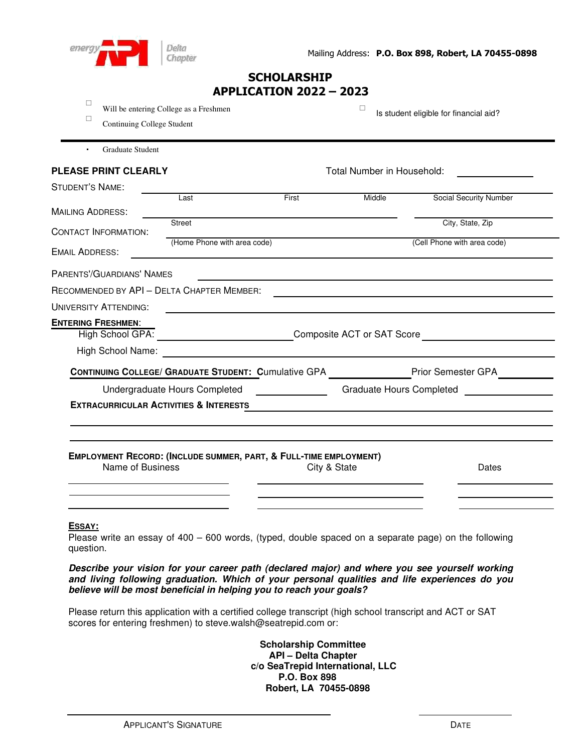Mailing Address: **P.O. Box 898, Robert, LA 70455-0898**

# SCHOLARSHIP APPLICATION 2022 – 2023

☐ Will be entering College as a Freshmen

☐ Continuing College Student

▪ Graduate Student

☐ Is student eligible for financial aid?

**PLEASE PRINT CLEARLY** Total Number in Household: ______________

STUDENT'S NAME: ____________________________________________________________
Last First Middle Social Security Number

MAILING ADDRESS: ____________________________________________________________
Street City, State, Zip

CONTACT INFORMATION: ____________________________________________________________
(Home Phone with area code) (Cell Phone with area code)

EMAIL ADDRESS: ____________________________________________________________

PARENTS'/GUARDIANS' NAMES ____________________________________________________________

RECOMMENDED BY API – DELTA CHAPTER MEMBER: ____________________________________________________________

UNIVERSITY ATTENDING: ____________________________________________________________

**ENTERING FRESHMEN:**

High School GPA: ______________________ Composite ACT or SAT Score ______________________

High School Name: ____________________________________________________________

**CONTINUING COLLEGE/ GRADUATE STUDENT:** Cumulative GPA ______________ Prior Semester GPA ______________

Undergraduate Hours Completed ______________ Graduate Hours Completed ______________

**EXTRACURRICULAR ACTIVITIES & INTERESTS** ____________________________________________________________

____________________________________________________________

____________________________________________________________

**EMPLOYMENT RECORD: (INCLUDE SUMMER, PART, & FULL-TIME EMPLOYMENT)**

| Name of Business | City & State | Dates |
|---|---|---|
| | | |
| | | |
| | | |

**ESSAY:**

Please write an essay of 400 – 600 words, (typed, double spaced on a separate page) on the following question.

***Describe your vision for your career path (declared major) and where you see yourself working and living following graduation. Which of your personal qualities and life experiences do you believe will be most beneficial in helping you to reach your goals?***

Please return this application with a certified college transcript (high school transcript and ACT or SAT scores for entering freshmen) to steve.walsh@seatrepid.com or:

**Scholarship Committee**
**API – Delta Chapter**
**c/o SeaTrepid International, LLC**
**P.O. Box 898**
**Robert, LA 70455-0898**

______________________________________ ______________

APPLICANT'S SIGNATURE DATE